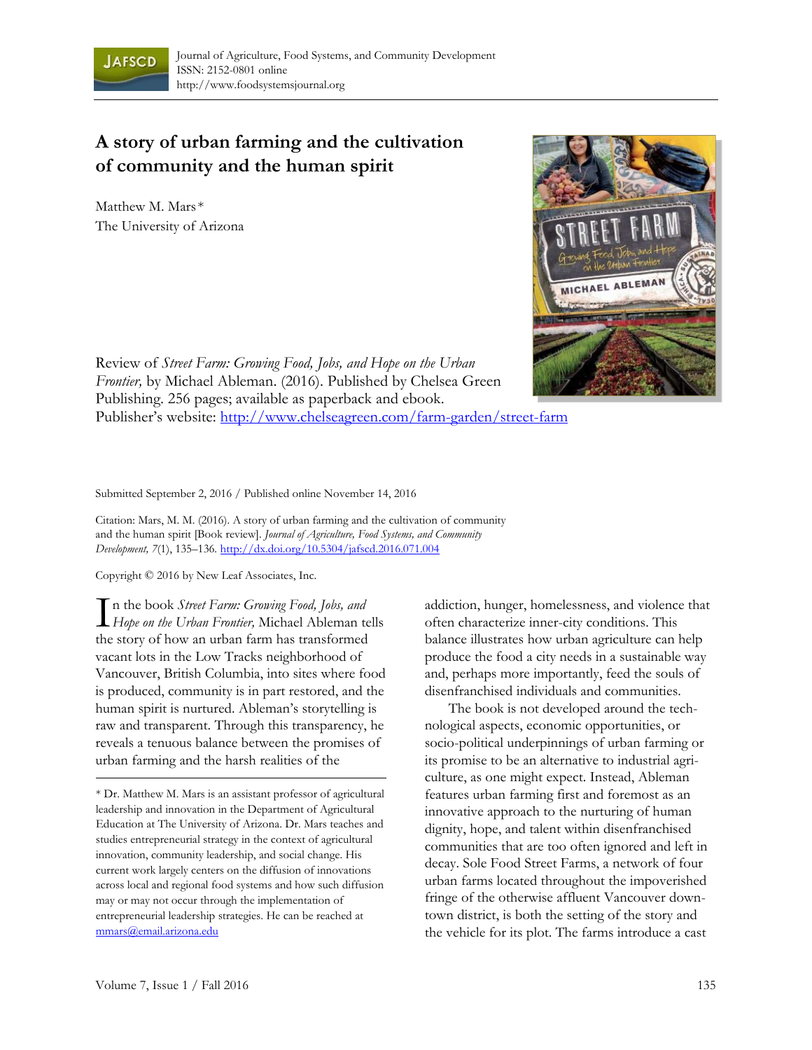# A story of urban farming and the cultivation of community and the human spirit

Matthew M. Mars*
The University of Arizona

Review of *Street Farm: Growing Food, Jobs, and Hope on the Urban Frontier,* by Michael Ableman. (2016). Published by Chelsea Green Publishing. 256 pages; available as paperback and ebook. Publisher's website: http://www.chelseagreen.com/farm-garden/street-farm

Submitted September 2, 2016 / Published online November 14, 2016

Citation: Mars, M. M. (2016). A story of urban farming and the cultivation of community and the human spirit [Book review]. *Journal of Agriculture, Food Systems, and Community Development, 7*(1), 135–136. http://dx.doi.org/10.5304/jafscd.2016.071.004

Copyright © 2016 by New Leaf Associates, Inc.

In the book *Street Farm: Growing Food, Jobs, and Hope on the Urban Frontier,* Michael Ableman tells the story of how an urban farm has transformed vacant lots in the Low Tracks neighborhood of Vancouver, British Columbia, into sites where food is produced, community is in part restored, and the human spirit is nurtured. Ableman's storytelling is raw and transparent. Through this transparency, he reveals a tenuous balance between the promises of urban farming and the harsh realities of the addiction, hunger, homelessness, and violence that often characterize inner-city conditions. This balance illustrates how urban agriculture can help produce the food a city needs in a sustainable way and, perhaps more importantly, feed the souls of disenfranchised individuals and communities.

The book is not developed around the technological aspects, economic opportunities, or socio-political underpinnings of urban farming or its promise to be an alternative to industrial agriculture, as one might expect. Instead, Ableman features urban farming first and foremost as an innovative approach to the nurturing of human dignity, hope, and talent within disenfranchised communities that are too often ignored and left in decay. Sole Food Street Farms, a network of four urban farms located throughout the impoverished fringe of the otherwise affluent Vancouver downtown district, is both the setting of the story and the vehicle for its plot. The farms introduce a cast

---

* Dr. Matthew M. Mars is an assistant professor of agricultural leadership and innovation in the Department of Agricultural Education at The University of Arizona. Dr. Mars teaches and studies entrepreneurial strategy in the context of agricultural innovation, community leadership, and social change. His current work largely centers on the diffusion of innovations across local and regional food systems and how such diffusion may or may not occur through the implementation of entrepreneurial leadership strategies. He can be reached at mmars@email.arizona.edu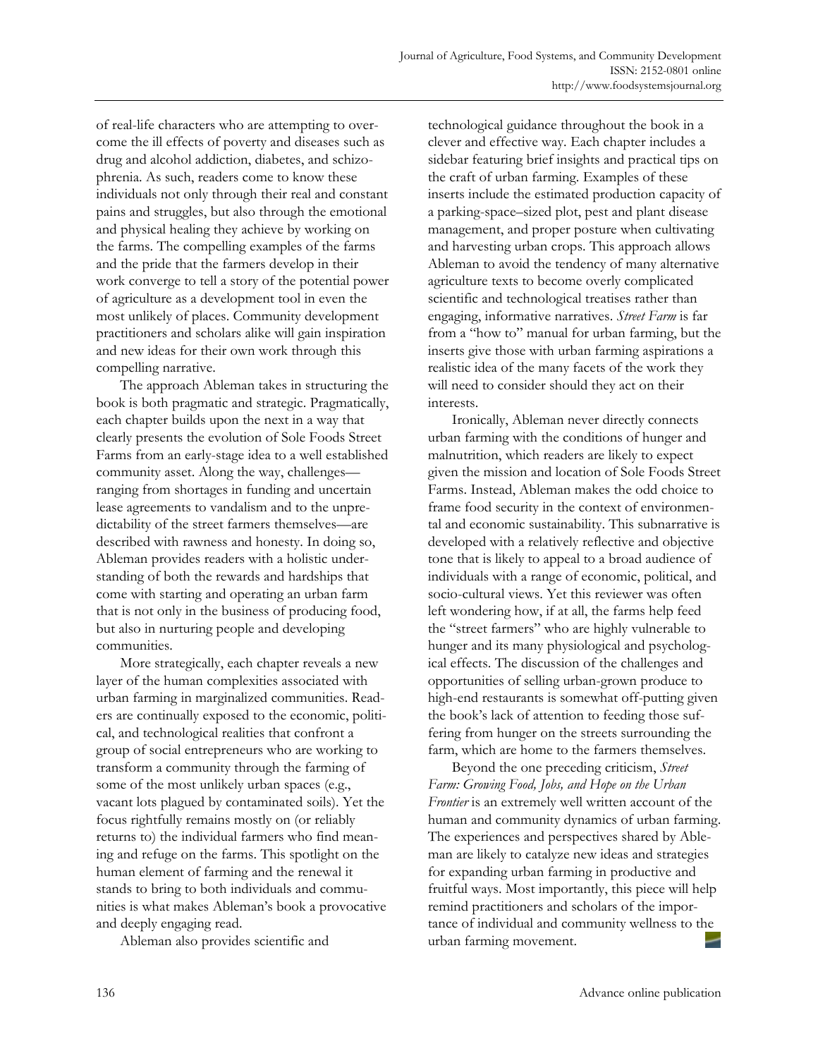of real-life characters who are attempting to overcome the ill effects of poverty and diseases such as drug and alcohol addiction, diabetes, and schizophrenia. As such, readers come to know these individuals not only through their real and constant pains and struggles, but also through the emotional and physical healing they achieve by working on the farms. The compelling examples of the farms and the pride that the farmers develop in their work converge to tell a story of the potential power of agriculture as a development tool in even the most unlikely of places. Community development practitioners and scholars alike will gain inspiration and new ideas for their own work through this compelling narrative.

The approach Ableman takes in structuring the book is both pragmatic and strategic. Pragmatically, each chapter builds upon the next in a way that clearly presents the evolution of Sole Foods Street Farms from an early-stage idea to a well established community asset. Along the way, challenges—ranging from shortages in funding and uncertain lease agreements to vandalism and to the unpredictability of the street farmers themselves—are described with rawness and honesty. In doing so, Ableman provides readers with a holistic understanding of both the rewards and hardships that come with starting and operating an urban farm that is not only in the business of producing food, but also in nurturing people and developing communities.

More strategically, each chapter reveals a new layer of the human complexities associated with urban farming in marginalized communities. Readers are continually exposed to the economic, political, and technological realities that confront a group of social entrepreneurs who are working to transform a community through the farming of some of the most unlikely urban spaces (e.g., vacant lots plagued by contaminated soils). Yet the focus rightfully remains mostly on (or reliably returns to) the individual farmers who find meaning and refuge on the farms. This spotlight on the human element of farming and the renewal it stands to bring to both individuals and communities is what makes Ableman's book a provocative and deeply engaging read.

Ableman also provides scientific and technological guidance throughout the book in a clever and effective way. Each chapter includes a sidebar featuring brief insights and practical tips on the craft of urban farming. Examples of these inserts include the estimated production capacity of a parking-space–sized plot, pest and plant disease management, and proper posture when cultivating and harvesting urban crops. This approach allows Ableman to avoid the tendency of many alternative agriculture texts to become overly complicated scientific and technological treatises rather than engaging, informative narratives. *Street Farm* is far from a "how to" manual for urban farming, but the inserts give those with urban farming aspirations a realistic idea of the many facets of the work they will need to consider should they act on their interests.

Ironically, Ableman never directly connects urban farming with the conditions of hunger and malnutrition, which readers are likely to expect given the mission and location of Sole Foods Street Farms. Instead, Ableman makes the odd choice to frame food security in the context of environmental and economic sustainability. This subnarrative is developed with a relatively reflective and objective tone that is likely to appeal to a broad audience of individuals with a range of economic, political, and socio-cultural views. Yet this reviewer was often left wondering how, if at all, the farms help feed the "street farmers" who are highly vulnerable to hunger and its many physiological and psychological effects. The discussion of the challenges and opportunities of selling urban-grown produce to high-end restaurants is somewhat off-putting given the book's lack of attention to feeding those suffering from hunger on the streets surrounding the farm, which are home to the farmers themselves.

Beyond the one preceding criticism, *Street Farm: Growing Food, Jobs, and Hope on the Urban Frontier* is an extremely well written account of the human and community dynamics of urban farming. The experiences and perspectives shared by Ableman are likely to catalyze new ideas and strategies for expanding urban farming in productive and fruitful ways. Most importantly, this piece will help remind practitioners and scholars of the importance of individual and community wellness to the urban farming movement.